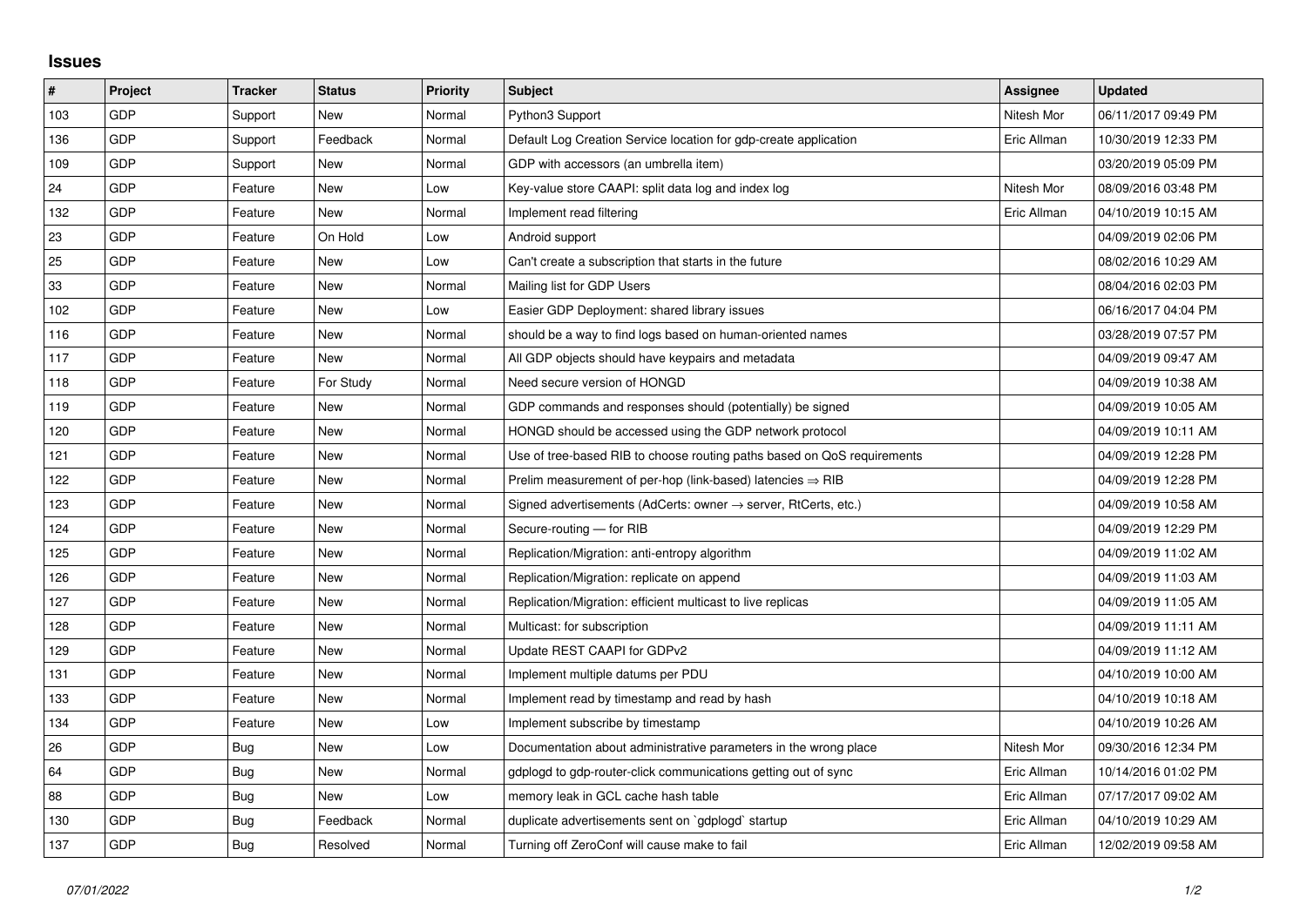## Issues

| # | Project | Tracker | Status | Priority | Subject | Assignee | Updated |
|---|---|---|---|---|---|---|---|
| 103 | GDP | Support | New | Normal | Python3 Support | Nitesh Mor | 06/11/2017 09:49 PM |
| 136 | GDP | Support | Feedback | Normal | Default Log Creation Service location for gdp-create application | Eric Allman | 10/30/2019 12:33 PM |
| 109 | GDP | Support | New | Normal | GDP with accessors (an umbrella item) | | 03/20/2019 05:09 PM |
| 24 | GDP | Feature | New | Low | Key-value store CAAPI: split data log and index log | Nitesh Mor | 08/09/2016 03:48 PM |
| 132 | GDP | Feature | New | Normal | Implement read filtering | Eric Allman | 04/10/2019 10:15 AM |
| 23 | GDP | Feature | On Hold | Low | Android support | | 04/09/2019 02:06 PM |
| 25 | GDP | Feature | New | Low | Can't create a subscription that starts in the future | | 08/02/2016 10:29 AM |
| 33 | GDP | Feature | New | Normal | Mailing list for GDP Users | | 08/04/2016 02:03 PM |
| 102 | GDP | Feature | New | Low | Easier GDP Deployment: shared library issues | | 06/16/2017 04:04 PM |
| 116 | GDP | Feature | New | Normal | should be a way to find logs based on human-oriented names | | 03/28/2019 07:57 PM |
| 117 | GDP | Feature | New | Normal | All GDP objects should have keypairs and metadata | | 04/09/2019 09:47 AM |
| 118 | GDP | Feature | For Study | Normal | Need secure version of HONGD | | 04/09/2019 10:38 AM |
| 119 | GDP | Feature | New | Normal | GDP commands and responses should (potentially) be signed | | 04/09/2019 10:05 AM |
| 120 | GDP | Feature | New | Normal | HONGD should be accessed using the GDP network protocol | | 04/09/2019 10:11 AM |
| 121 | GDP | Feature | New | Normal | Use of tree-based RIB to choose routing paths based on QoS requirements | | 04/09/2019 12:28 PM |
| 122 | GDP | Feature | New | Normal | Prelim measurement of per-hop (link-based) latencies ⇒ RIB | | 04/09/2019 12:28 PM |
| 123 | GDP | Feature | New | Normal | Signed advertisements (AdCerts: owner → server, RtCerts, etc.) | | 04/09/2019 10:58 AM |
| 124 | GDP | Feature | New | Normal | Secure-routing — for RIB | | 04/09/2019 12:29 PM |
| 125 | GDP | Feature | New | Normal | Replication/Migration: anti-entropy algorithm | | 04/09/2019 11:02 AM |
| 126 | GDP | Feature | New | Normal | Replication/Migration: replicate on append | | 04/09/2019 11:03 AM |
| 127 | GDP | Feature | New | Normal | Replication/Migration: efficient multicast to live replicas | | 04/09/2019 11:05 AM |
| 128 | GDP | Feature | New | Normal | Multicast: for subscription | | 04/09/2019 11:11 AM |
| 129 | GDP | Feature | New | Normal | Update REST CAAPI for GDPv2 | | 04/09/2019 11:12 AM |
| 131 | GDP | Feature | New | Normal | Implement multiple datums per PDU | | 04/10/2019 10:00 AM |
| 133 | GDP | Feature | New | Normal | Implement read by timestamp and read by hash | | 04/10/2019 10:18 AM |
| 134 | GDP | Feature | New | Low | Implement subscribe by timestamp | | 04/10/2019 10:26 AM |
| 26 | GDP | Bug | New | Low | Documentation about administrative parameters in the wrong place | Nitesh Mor | 09/30/2016 12:34 PM |
| 64 | GDP | Bug | New | Normal | gdplogd to gdp-router-click communications getting out of sync | Eric Allman | 10/14/2016 01:02 PM |
| 88 | GDP | Bug | New | Low | memory leak in GCL cache hash table | Eric Allman | 07/17/2017 09:02 AM |
| 130 | GDP | Bug | Feedback | Normal | duplicate advertisements sent on `gdplogd` startup | Eric Allman | 04/10/2019 10:29 AM |
| 137 | GDP | Bug | Resolved | Normal | Turning off ZeroConf will cause make to fail | Eric Allman | 12/02/2019 09:58 AM |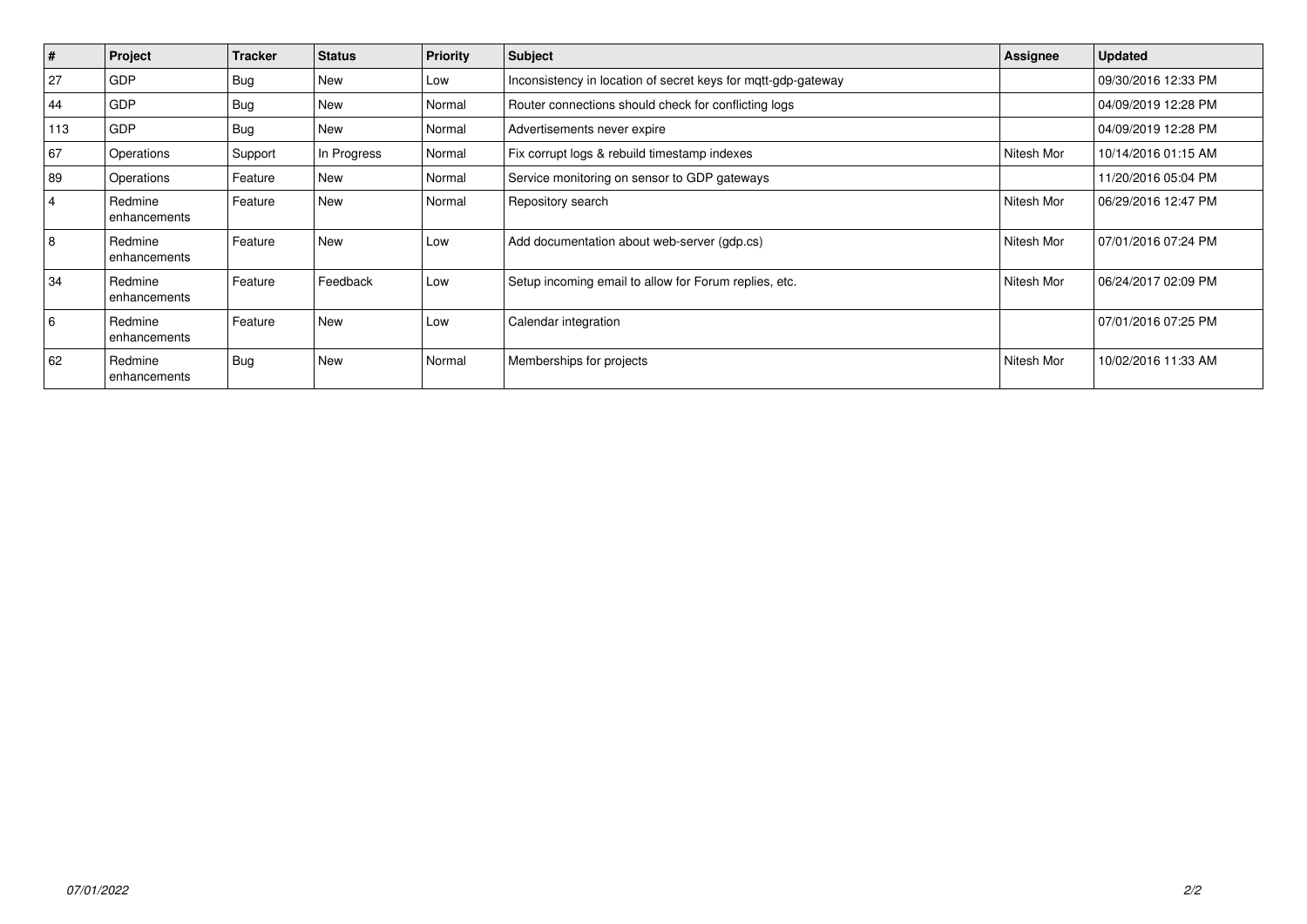| # | Project | Tracker | Status | Priority | Subject | Assignee | Updated |
|---|---|---|---|---|---|---|---|
| 27 | GDP | Bug | New | Low | Inconsistency in location of secret keys for mqtt-gdp-gateway | | 09/30/2016 12:33 PM |
| 44 | GDP | Bug | New | Normal | Router connections should check for conflicting logs | | 04/09/2019 12:28 PM |
| 113 | GDP | Bug | New | Normal | Advertisements never expire | | 04/09/2019 12:28 PM |
| 67 | Operations | Support | In Progress | Normal | Fix corrupt logs & rebuild timestamp indexes | Nitesh Mor | 10/14/2016 01:15 AM |
| 89 | Operations | Feature | New | Normal | Service monitoring on sensor to GDP gateways | | 11/20/2016 05:04 PM |
| 4 | Redmine enhancements | Feature | New | Normal | Repository search | Nitesh Mor | 06/29/2016 12:47 PM |
| 8 | Redmine enhancements | Feature | New | Low | Add documentation about web-server (gdp.cs) | Nitesh Mor | 07/01/2016 07:24 PM |
| 34 | Redmine enhancements | Feature | Feedback | Low | Setup incoming email to allow for Forum replies, etc. | Nitesh Mor | 06/24/2017 02:09 PM |
| 6 | Redmine enhancements | Feature | New | Low | Calendar integration | | 07/01/2016 07:25 PM |
| 62 | Redmine enhancements | Bug | New | Normal | Memberships for projects | Nitesh Mor | 10/02/2016 11:33 AM |